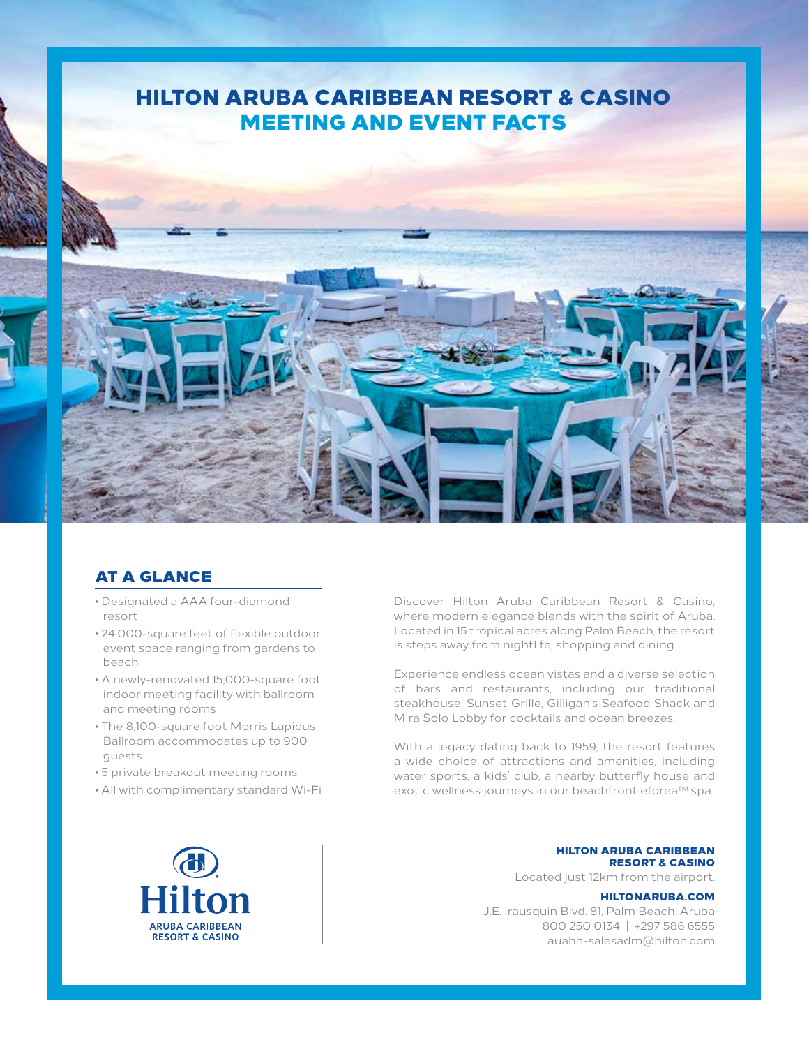# HILTON ARUBA CARIBBEAN RESORT & CASINO
## MEETING AND EVENT FACTS

### AT A GLANCE

- Designated a AAA four-diamond resort
- 24,000-square feet of flexible outdoor event space ranging from gardens to beach
- A newly-renovated 15,000-square foot indoor meeting facility with ballroom and meeting rooms
- The 8,100-square foot Morris Lapidus Ballroom accommodates up to 900 guests
- 5 private breakout meeting rooms
- All with complimentary standard Wi-Fi

Discover Hilton Aruba Caribbean Resort & Casino, where modern elegance blends with the spirit of Aruba. Located in 15 tropical acres along Palm Beach, the resort is steps away from nightlife, shopping and dining.

Experience endless ocean vistas and a diverse selection of bars and restaurants, including our traditional steakhouse, Sunset Grille, Gilligan's Seafood Shack and Mira Solo Lobby for cocktails and ocean breezes.

With a legacy dating back to 1959, the resort features a wide choice of attractions and amenities, including water sports, a kids' club, a nearby butterfly house and exotic wellness journeys in our beachfront eforea™ spa.

Hilton
ARUBA CARIBBEAN RESORT & CASINO

**HILTON ARUBA CARIBBEAN RESORT & CASINO**

Located just 12km from the airport.

**HILTONARUBA.COM**

J.E. Irausquin Blvd. 81, Palm Beach, Aruba
800 250 0134 | +297 586 6555
auahh-salesadm@hilton.com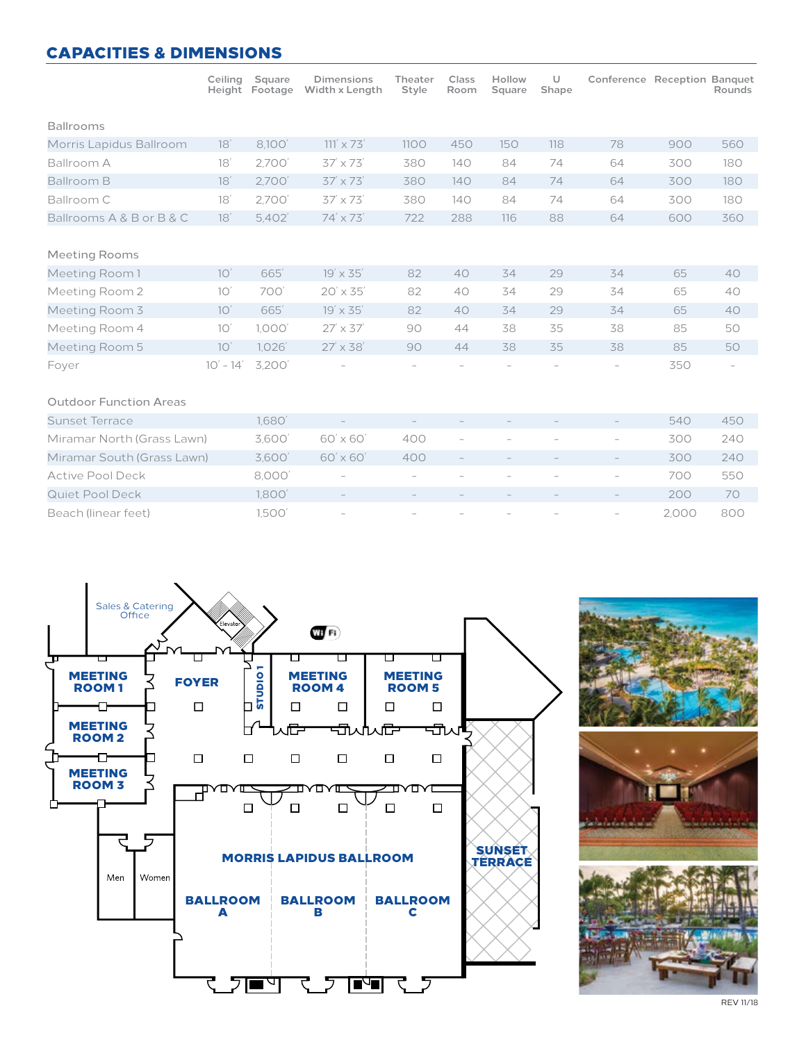## CAPACITIES & DIMENSIONS

| | Ceiling Height | Square Footage | Dimensions Width x Length | Theater Style | Class Room | Hollow Square | U Shape | Conference | Reception | Banquet Rounds |
|---|---|---|---|---|---|---|---|---|---|---|
| **Ballrooms** | | | | | | | | | | |
| Morris Lapidus Ballroom | 18' | 8,100' | 111' x 73' | 1100 | 450 | 150 | 118 | 78 | 900 | 560 |
| Ballroom A | 18' | 2,700' | 37' x 73' | 380 | 140 | 84 | 74 | 64 | 300 | 180 |
| Ballroom B | 18' | 2,700' | 37' x 73' | 380 | 140 | 84 | 74 | 64 | 300 | 180 |
| Ballroom C | 18' | 2,700' | 37' x 73' | 380 | 140 | 84 | 74 | 64 | 300 | 180 |
| Ballrooms A & B or B & C | 18' | 5,402' | 74' x 73' | 722 | 288 | 116 | 88 | 64 | 600 | 360 |
| **Meeting Rooms** | | | | | | | | | | |
| Meeting Room 1 | 10' | 665' | 19' x 35' | 82 | 40 | 34 | 29 | 34 | 65 | 40 |
| Meeting Room 2 | 10' | 700' | 20' x 35' | 82 | 40 | 34 | 29 | 34 | 65 | 40 |
| Meeting Room 3 | 10' | 665' | 19' x 35' | 82 | 40 | 34 | 29 | 34 | 65 | 40 |
| Meeting Room 4 | 10' | 1,000' | 27' x 37' | 90 | 44 | 38 | 35 | 38 | 85 | 50 |
| Meeting Room 5 | 10' | 1,026' | 27' x 38' | 90 | 44 | 38 | 35 | 38 | 85 | 50 |
| Foyer | 10' - 14' | 3,200' | - | - | - | - | - | - | 350 | - |
| **Outdoor Function Areas** | | | | | | | | | | |
| Sunset Terrace | | 1,680' | - | - | - | - | - | - | 540 | 450 |
| Miramar North (Grass Lawn) | | 3,600' | 60' x 60' | 400 | - | - | - | - | 300 | 240 |
| Miramar South (Grass Lawn) | | 3,600' | 60' x 60' | 400 | - | - | - | - | 300 | 240 |
| Active Pool Deck | | 8,000' | - | - | - | - | - | - | 700 | 550 |
| Quiet Pool Deck | | 1,800' | - | - | - | - | - | - | 200 | 70 |
| Beach (linear feet) | | 1,500' | - | - | - | - | - | - | 2,000 | 800 |

Sales & Catering Office
Elevator
Wi Fi
MEETING ROOM 1
MEETING ROOM 2
MEETING ROOM 3
FOYER
STUDIO 1
MEETING ROOM 4
MEETING ROOM 5
MORRIS LAPIDUS BALLROOM
BALLROOM A
BALLROOM B
BALLROOM C
SUNSET TERRACE
Men
Women

REV 11/18